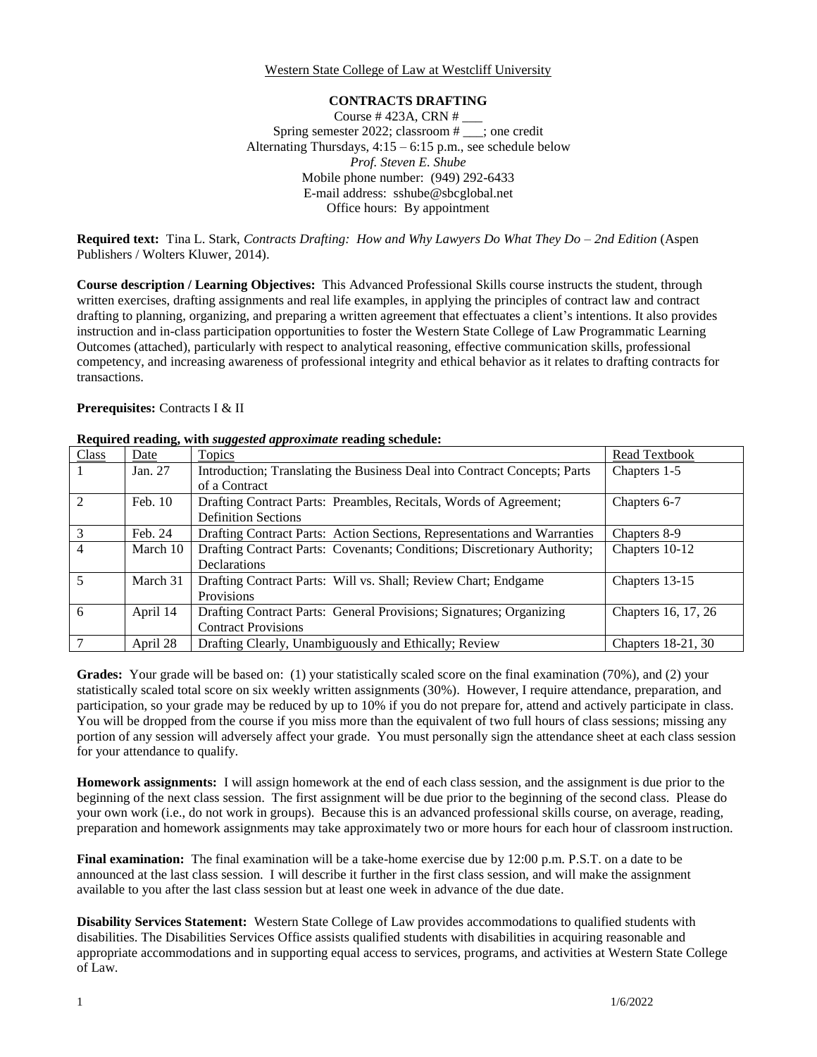Western State College of Law at Westcliff University

**CONTRACTS DRAFTING**

Course # 423A, CRN # \_\_\_
Spring semester 2022; classroom # \_\_\_; one credit
Alternating Thursdays, 4:15 – 6:15 p.m., see schedule below
*Prof. Steven E. Shube*
Mobile phone number: (949) 292-6433
E-mail address: sshube@sbcglobal.net
Office hours: By appointment

**Required text:** Tina L. Stark, *Contracts Drafting: How and Why Lawyers Do What They Do – 2nd Edition* (Aspen Publishers / Wolters Kluwer, 2014).

**Course description / Learning Objectives:** This Advanced Professional Skills course instructs the student, through written exercises, drafting assignments and real life examples, in applying the principles of contract law and contract drafting to planning, organizing, and preparing a written agreement that effectuates a client's intentions. It also provides instruction and in-class participation opportunities to foster the Western State College of Law Programmatic Learning Outcomes (attached), particularly with respect to analytical reasoning, effective communication skills, professional competency, and increasing awareness of professional integrity and ethical behavior as it relates to drafting contracts for transactions.

**Prerequisites:** Contracts I & II

**Required reading, with *suggested approximate* reading schedule:**

| Class | Date | Topics | Read Textbook |
|---|---|---|---|
| 1 | Jan. 27 | Introduction; Translating the Business Deal into Contract Concepts; Parts of a Contract | Chapters 1-5 |
| 2 | Feb. 10 | Drafting Contract Parts: Preambles, Recitals, Words of Agreement; Definition Sections | Chapters 6-7 |
| 3 | Feb. 24 | Drafting Contract Parts: Action Sections, Representations and Warranties | Chapters 8-9 |
| 4 | March 10 | Drafting Contract Parts: Covenants; Conditions; Discretionary Authority; Declarations | Chapters 10-12 |
| 5 | March 31 | Drafting Contract Parts: Will vs. Shall; Review Chart; Endgame Provisions | Chapters 13-15 |
| 6 | April 14 | Drafting Contract Parts: General Provisions; Signatures; Organizing Contract Provisions | Chapters 16, 17, 26 |
| 7 | April 28 | Drafting Clearly, Unambiguously and Ethically; Review | Chapters 18-21, 30 |

**Grades:** Your grade will be based on: (1) your statistically scaled score on the final examination (70%), and (2) your statistically scaled total score on six weekly written assignments (30%). However, I require attendance, preparation, and participation, so your grade may be reduced by up to 10% if you do not prepare for, attend and actively participate in class. You will be dropped from the course if you miss more than the equivalent of two full hours of class sessions; missing any portion of any session will adversely affect your grade. You must personally sign the attendance sheet at each class session for your attendance to qualify.

**Homework assignments:** I will assign homework at the end of each class session, and the assignment is due prior to the beginning of the next class session. The first assignment will be due prior to the beginning of the second class. Please do your own work (i.e., do not work in groups). Because this is an advanced professional skills course, on average, reading, preparation and homework assignments may take approximately two or more hours for each hour of classroom instruction.

**Final examination:** The final examination will be a take-home exercise due by 12:00 p.m. P.S.T. on a date to be announced at the last class session. I will describe it further in the first class session, and will make the assignment available to you after the last class session but at least one week in advance of the due date.

**Disability Services Statement:** Western State College of Law provides accommodations to qualified students with disabilities. The Disabilities Services Office assists qualified students with disabilities in acquiring reasonable and appropriate accommodations and in supporting equal access to services, programs, and activities at Western State College of Law.

1/6/2022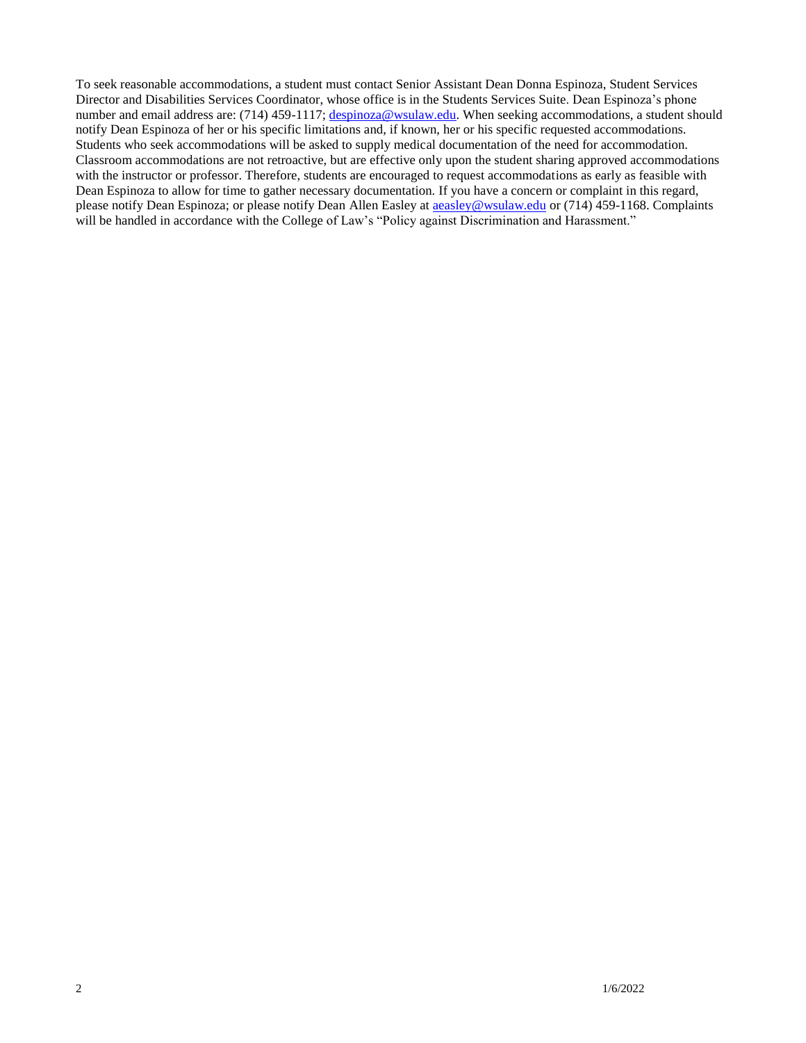To seek reasonable accommodations, a student must contact Senior Assistant Dean Donna Espinoza, Student Services Director and Disabilities Services Coordinator, whose office is in the Students Services Suite. Dean Espinoza's phone number and email address are: (714) 459-1117; despinoza@wsulaw.edu. When seeking accommodations, a student should notify Dean Espinoza of her or his specific limitations and, if known, her or his specific requested accommodations. Students who seek accommodations will be asked to supply medical documentation of the need for accommodation. Classroom accommodations are not retroactive, but are effective only upon the student sharing approved accommodations with the instructor or professor. Therefore, students are encouraged to request accommodations as early as feasible with Dean Espinoza to allow for time to gather necessary documentation. If you have a concern or complaint in this regard, please notify Dean Espinoza; or please notify Dean Allen Easley at aeasley@wsulaw.edu or (714) 459-1168. Complaints will be handled in accordance with the College of Law's "Policy against Discrimination and Harassment."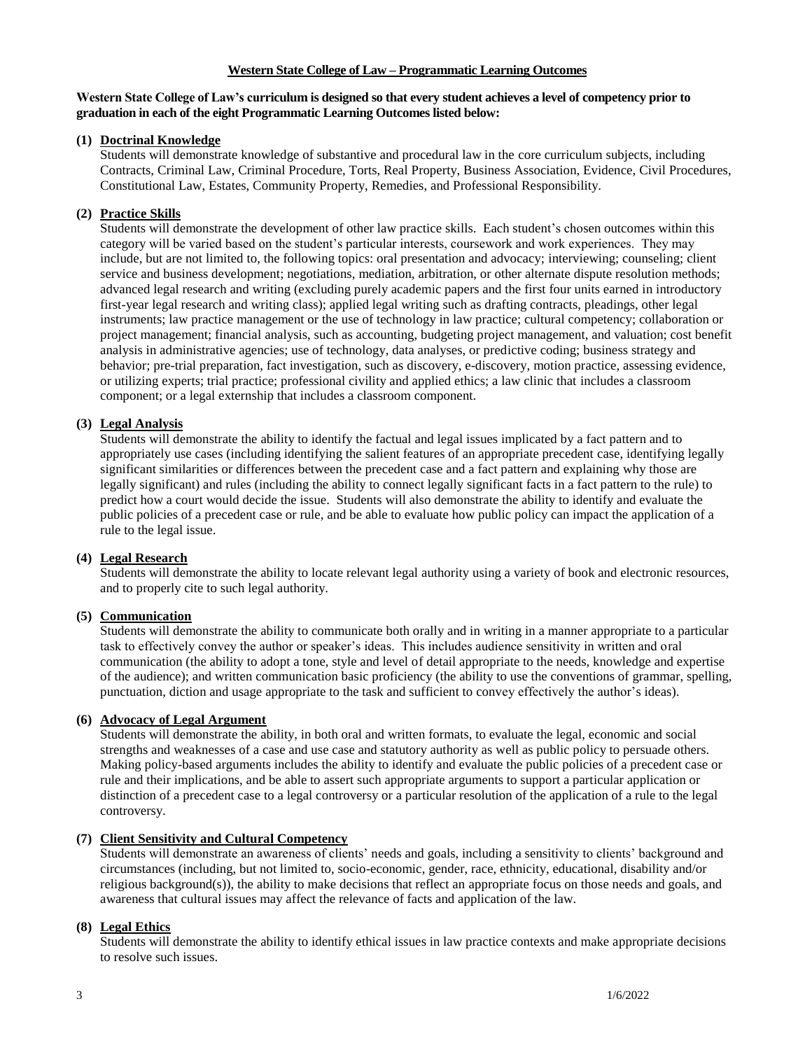**Western State College of Law – Programmatic Learning Outcomes**

**Western State College of Law's curriculum is designed so that every student achieves a level of competency prior to graduation in each of the eight Programmatic Learning Outcomes listed below:**

**(1) Doctrinal Knowledge**

Students will demonstrate knowledge of substantive and procedural law in the core curriculum subjects, including Contracts, Criminal Law, Criminal Procedure, Torts, Real Property, Business Association, Evidence, Civil Procedures, Constitutional Law, Estates, Community Property, Remedies, and Professional Responsibility.

**(2) Practice Skills**

Students will demonstrate the development of other law practice skills. Each student's chosen outcomes within this category will be varied based on the student's particular interests, coursework and work experiences. They may include, but are not limited to, the following topics: oral presentation and advocacy; interviewing; counseling; client service and business development; negotiations, mediation, arbitration, or other alternate dispute resolution methods; advanced legal research and writing (excluding purely academic papers and the first four units earned in introductory first-year legal research and writing class); applied legal writing such as drafting contracts, pleadings, other legal instruments; law practice management or the use of technology in law practice; cultural competency; collaboration or project management; financial analysis, such as accounting, budgeting project management, and valuation; cost benefit analysis in administrative agencies; use of technology, data analyses, or predictive coding; business strategy and behavior; pre-trial preparation, fact investigation, such as discovery, e-discovery, motion practice, assessing evidence, or utilizing experts; trial practice; professional civility and applied ethics; a law clinic that includes a classroom component; or a legal externship that includes a classroom component.

**(3) Legal Analysis**

Students will demonstrate the ability to identify the factual and legal issues implicated by a fact pattern and to appropriately use cases (including identifying the salient features of an appropriate precedent case, identifying legally significant similarities or differences between the precedent case and a fact pattern and explaining why those are legally significant) and rules (including the ability to connect legally significant facts in a fact pattern to the rule) to predict how a court would decide the issue. Students will also demonstrate the ability to identify and evaluate the public policies of a precedent case or rule, and be able to evaluate how public policy can impact the application of a rule to the legal issue.

**(4) Legal Research**

Students will demonstrate the ability to locate relevant legal authority using a variety of book and electronic resources, and to properly cite to such legal authority.

**(5) Communication**

Students will demonstrate the ability to communicate both orally and in writing in a manner appropriate to a particular task to effectively convey the author or speaker's ideas. This includes audience sensitivity in written and oral communication (the ability to adopt a tone, style and level of detail appropriate to the needs, knowledge and expertise of the audience); and written communication basic proficiency (the ability to use the conventions of grammar, spelling, punctuation, diction and usage appropriate to the task and sufficient to convey effectively the author's ideas).

**(6) Advocacy of Legal Argument**

Students will demonstrate the ability, in both oral and written formats, to evaluate the legal, economic and social strengths and weaknesses of a case and use case and statutory authority as well as public policy to persuade others. Making policy-based arguments includes the ability to identify and evaluate the public policies of a precedent case or rule and their implications, and be able to assert such appropriate arguments to support a particular application or distinction of a precedent case to a legal controversy or a particular resolution of the application of a rule to the legal controversy.

**(7) Client Sensitivity and Cultural Competency**

Students will demonstrate an awareness of clients' needs and goals, including a sensitivity to clients' background and circumstances (including, but not limited to, socio-economic, gender, race, ethnicity, educational, disability and/or religious background(s)), the ability to make decisions that reflect an appropriate focus on those needs and goals, and awareness that cultural issues may affect the relevance of facts and application of the law.

**(8) Legal Ethics**

Students will demonstrate the ability to identify ethical issues in law practice contexts and make appropriate decisions to resolve such issues.